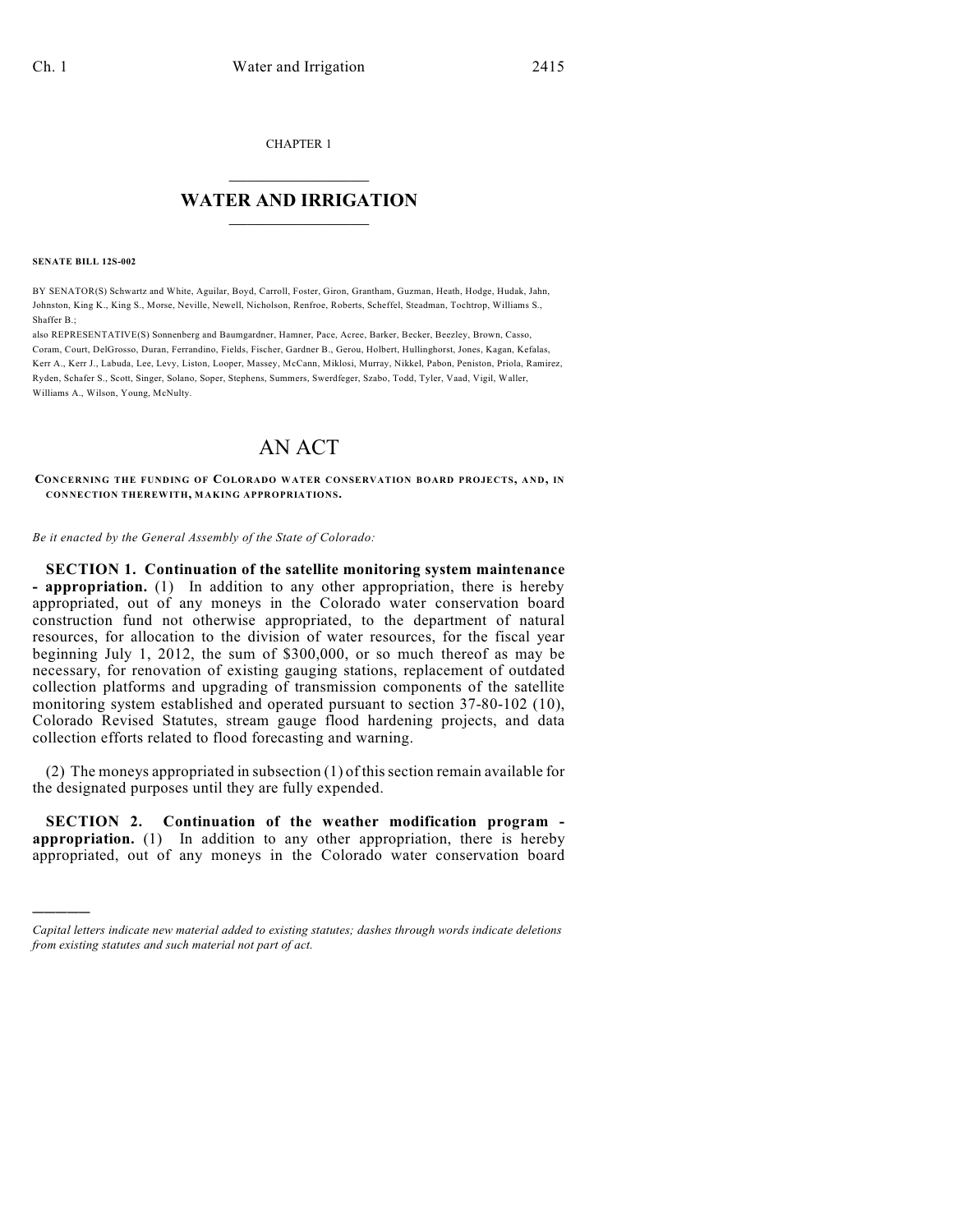CHAPTER 1

# WATER AND IRRIGATION

**SENATE BILL 12S-002**

BY SENATOR(S) Schwartz and White, Aguilar, Boyd, Carroll, Foster, Giron, Grantham, Guzman, Heath, Hodge, Hudak, Jahn, Johnston, King K., King S., Morse, Neville, Newell, Nicholson, Renfroe, Roberts, Scheffel, Steadman, Tochtrop, Williams S., Shaffer B.;

also REPRESENTATIVE(S) Sonnenberg and Baumgardner, Hamner, Pace, Acree, Barker, Becker, Beezley, Brown, Casso, Coram, Court, DelGrosso, Duran, Ferrandino, Fields, Fischer, Gardner B., Gerou, Holbert, Hullinghorst, Jones, Kagan, Kefalas, Kerr A., Kerr J., Labuda, Lee, Levy, Liston, Looper, Massey, McCann, Miklosi, Murray, Nikkel, Pabon, Peniston, Priola, Ramirez, Ryden, Schafer S., Scott, Singer, Solano, Soper, Stephens, Summers, Swerdfeger, Szabo, Todd, Tyler, Vaad, Vigil, Waller, Williams A., Wilson, Young, McNulty.

# AN ACT

**CONCERNING THE FUNDING OF COLORADO WATER CONSERVATION BOARD PROJECTS, AND, IN CONNECTION THEREWITH, MAKING APPROPRIATIONS.**

*Be it enacted by the General Assembly of the State of Colorado:*

**SECTION 1. Continuation of the satellite monitoring system maintenance - appropriation.** (1) In addition to any other appropriation, there is hereby appropriated, out of any moneys in the Colorado water conservation board construction fund not otherwise appropriated, to the department of natural resources, for allocation to the division of water resources, for the fiscal year beginning July 1, 2012, the sum of $300,000, or so much thereof as may be necessary, for renovation of existing gauging stations, replacement of outdated collection platforms and upgrading of transmission components of the satellite monitoring system established and operated pursuant to section 37-80-102 (10), Colorado Revised Statutes, stream gauge flood hardening projects, and data collection efforts related to flood forecasting and warning.

(2) The moneys appropriated in subsection (1) of this section remain available for the designated purposes until they are fully expended.

**SECTION 2. Continuation of the weather modification program - appropriation.** (1) In addition to any other appropriation, there is hereby appropriated, out of any moneys in the Colorado water conservation board

---

*Capital letters indicate new material added to existing statutes; dashes through words indicate deletions from existing statutes and such material not part of act.*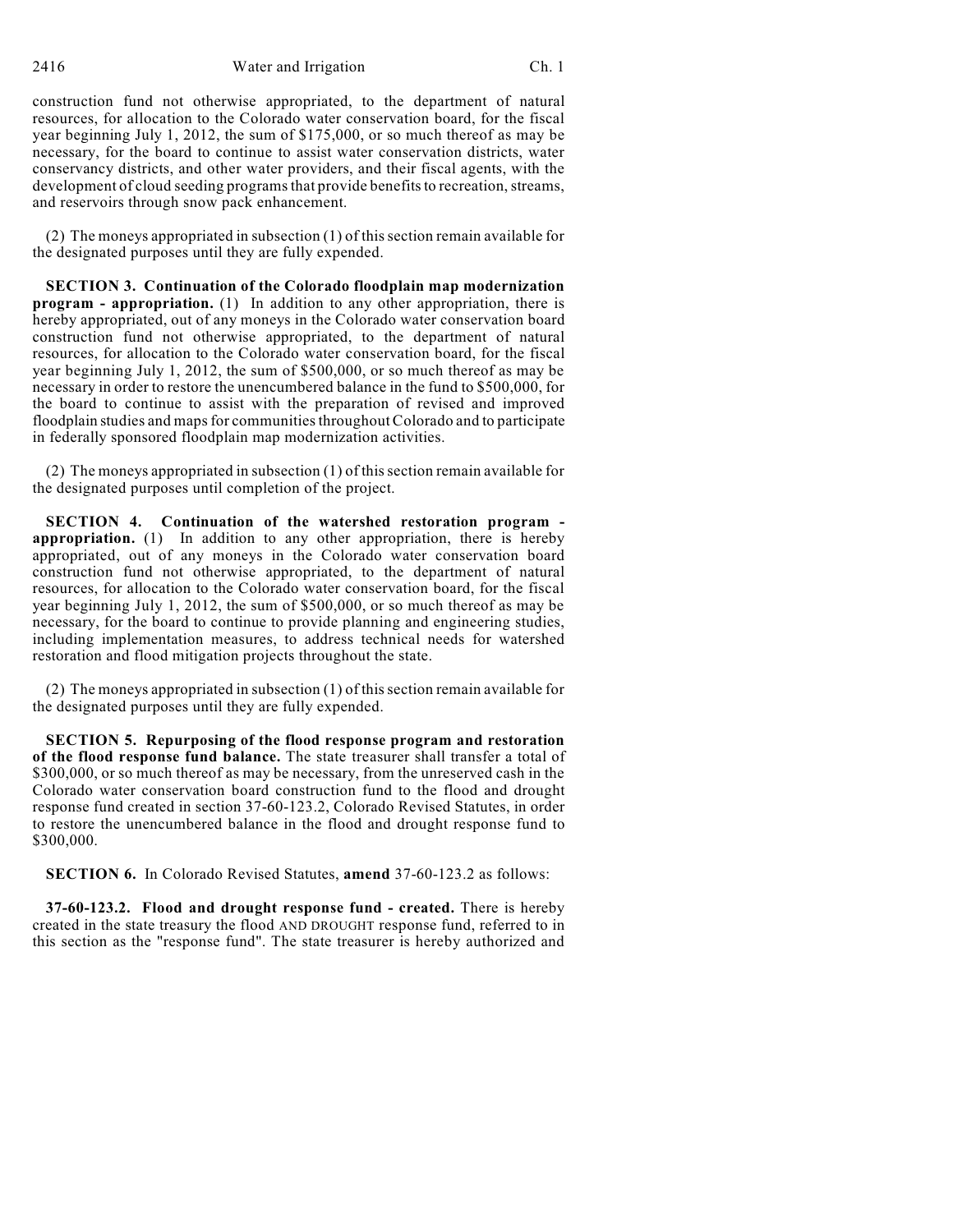construction fund not otherwise appropriated, to the department of natural resources, for allocation to the Colorado water conservation board, for the fiscal year beginning July 1, 2012, the sum of $175,000, or so much thereof as may be necessary, for the board to continue to assist water conservation districts, water conservancy districts, and other water providers, and their fiscal agents, with the development of cloud seeding programs that provide benefits to recreation, streams, and reservoirs through snow pack enhancement.

(2) The moneys appropriated in subsection (1) of this section remain available for the designated purposes until they are fully expended.

**SECTION 3. Continuation of the Colorado floodplain map modernization program - appropriation.** (1) In addition to any other appropriation, there is hereby appropriated, out of any moneys in the Colorado water conservation board construction fund not otherwise appropriated, to the department of natural resources, for allocation to the Colorado water conservation board, for the fiscal year beginning July 1, 2012, the sum of $500,000, or so much thereof as may be necessary in order to restore the unencumbered balance in the fund to $500,000, for the board to continue to assist with the preparation of revised and improved floodplain studies and maps for communities throughout Colorado and to participate in federally sponsored floodplain map modernization activities.

(2) The moneys appropriated in subsection (1) of this section remain available for the designated purposes until completion of the project.

**SECTION 4. Continuation of the watershed restoration program - appropriation.** (1) In addition to any other appropriation, there is hereby appropriated, out of any moneys in the Colorado water conservation board construction fund not otherwise appropriated, to the department of natural resources, for allocation to the Colorado water conservation board, for the fiscal year beginning July 1, 2012, the sum of $500,000, or so much thereof as may be necessary, for the board to continue to provide planning and engineering studies, including implementation measures, to address technical needs for watershed restoration and flood mitigation projects throughout the state.

(2) The moneys appropriated in subsection (1) of this section remain available for the designated purposes until they are fully expended.

**SECTION 5. Repurposing of the flood response program and restoration of the flood response fund balance.** The state treasurer shall transfer a total of $300,000, or so much thereof as may be necessary, from the unreserved cash in the Colorado water conservation board construction fund to the flood and drought response fund created in section 37-60-123.2, Colorado Revised Statutes, in order to restore the unencumbered balance in the flood and drought response fund to $300,000.

**SECTION 6.** In Colorado Revised Statutes, **amend** 37-60-123.2 as follows:

**37-60-123.2. Flood and drought response fund - created.** There is hereby created in the state treasury the flood AND DROUGHT response fund, referred to in this section as the "response fund". The state treasurer is hereby authorized and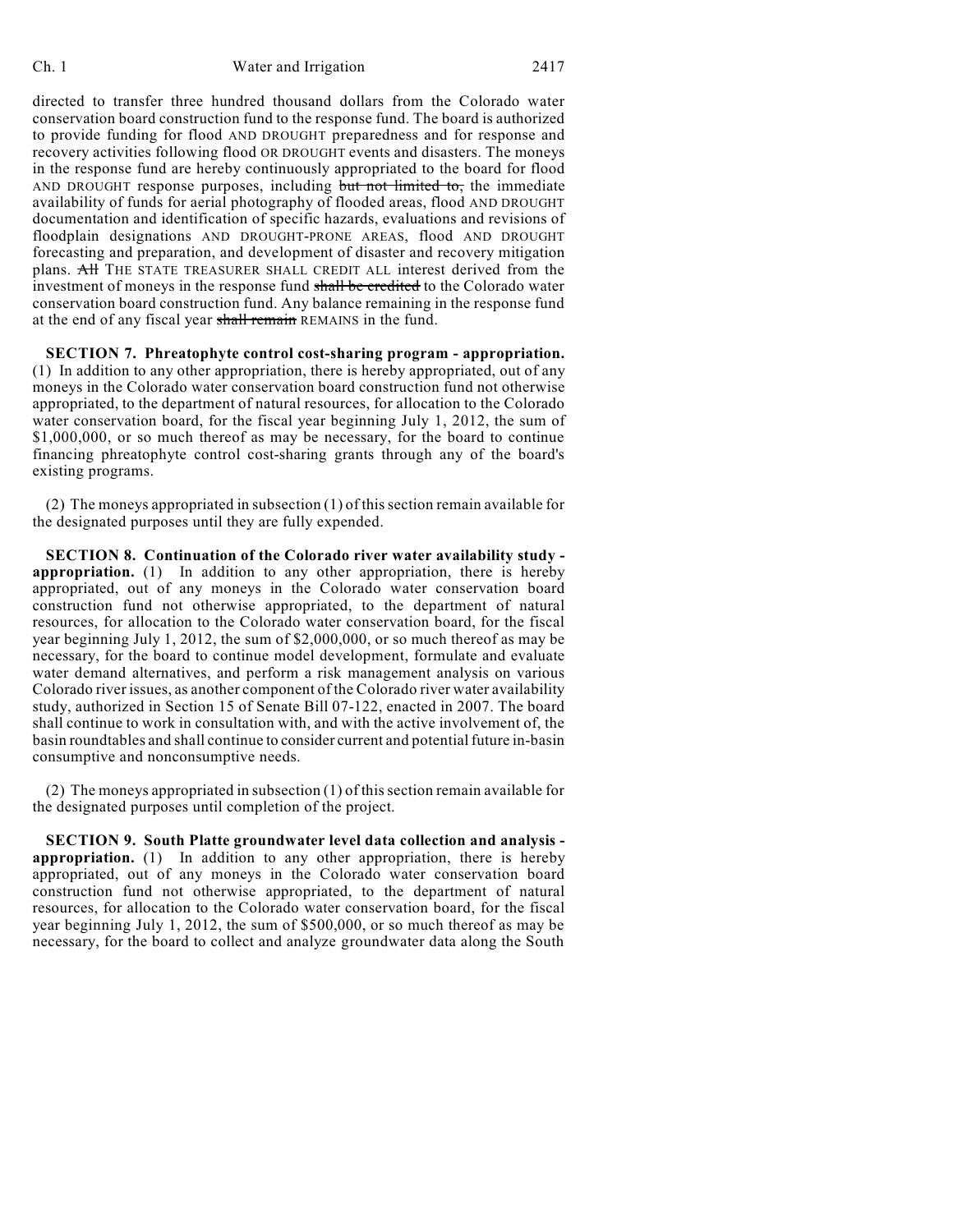directed to transfer three hundred thousand dollars from the Colorado water conservation board construction fund to the response fund. The board is authorized to provide funding for flood AND DROUGHT preparedness and for response and recovery activities following flood OR DROUGHT events and disasters. The moneys in the response fund are hereby continuously appropriated to the board for flood AND DROUGHT response purposes, including ~~but not limited to,~~ the immediate availability of funds for aerial photography of flooded areas, flood AND DROUGHT documentation and identification of specific hazards, evaluations and revisions of floodplain designations AND DROUGHT-PRONE AREAS, flood AND DROUGHT forecasting and preparation, and development of disaster and recovery mitigation plans. ~~All~~ THE STATE TREASURER SHALL CREDIT ALL interest derived from the investment of moneys in the response fund ~~shall be credited~~ to the Colorado water conservation board construction fund. Any balance remaining in the response fund at the end of any fiscal year ~~shall remain~~ REMAINS in the fund.

**SECTION 7. Phreatophyte control cost-sharing program - appropriation.** (1) In addition to any other appropriation, there is hereby appropriated, out of any moneys in the Colorado water conservation board construction fund not otherwise appropriated, to the department of natural resources, for allocation to the Colorado water conservation board, for the fiscal year beginning July 1, 2012, the sum of $1,000,000, or so much thereof as may be necessary, for the board to continue financing phreatophyte control cost-sharing grants through any of the board's existing programs.

(2) The moneys appropriated in subsection (1) of this section remain available for the designated purposes until they are fully expended.

**SECTION 8. Continuation of the Colorado river water availability study - appropriation.** (1) In addition to any other appropriation, there is hereby appropriated, out of any moneys in the Colorado water conservation board construction fund not otherwise appropriated, to the department of natural resources, for allocation to the Colorado water conservation board, for the fiscal year beginning July 1, 2012, the sum of $2,000,000, or so much thereof as may be necessary, for the board to continue model development, formulate and evaluate water demand alternatives, and perform a risk management analysis on various Colorado river issues, as another component of the Colorado river water availability study, authorized in Section 15 of Senate Bill 07-122, enacted in 2007. The board shall continue to work in consultation with, and with the active involvement of, the basin roundtables and shall continue to consider current and potential future in-basin consumptive and nonconsumptive needs.

(2) The moneys appropriated in subsection (1) of this section remain available for the designated purposes until completion of the project.

**SECTION 9. South Platte groundwater level data collection and analysis - appropriation.** (1) In addition to any other appropriation, there is hereby appropriated, out of any moneys in the Colorado water conservation board construction fund not otherwise appropriated, to the department of natural resources, for allocation to the Colorado water conservation board, for the fiscal year beginning July 1, 2012, the sum of $500,000, or so much thereof as may be necessary, for the board to collect and analyze groundwater data along the South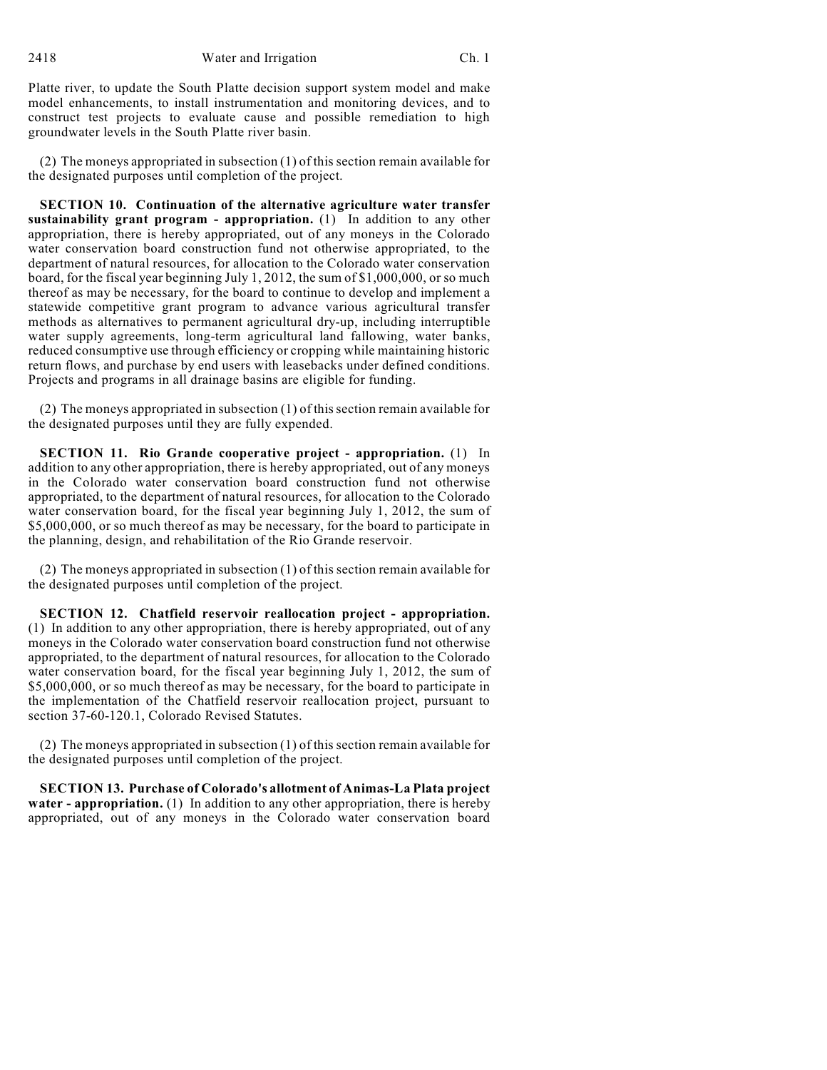Platte river, to update the South Platte decision support system model and make model enhancements, to install instrumentation and monitoring devices, and to construct test projects to evaluate cause and possible remediation to high groundwater levels in the South Platte river basin.

(2) The moneys appropriated in subsection (1) of this section remain available for the designated purposes until completion of the project.

**SECTION 10. Continuation of the alternative agriculture water transfer sustainability grant program - appropriation.** (1) In addition to any other appropriation, there is hereby appropriated, out of any moneys in the Colorado water conservation board construction fund not otherwise appropriated, to the department of natural resources, for allocation to the Colorado water conservation board, for the fiscal year beginning July 1, 2012, the sum of $1,000,000, or so much thereof as may be necessary, for the board to continue to develop and implement a statewide competitive grant program to advance various agricultural transfer methods as alternatives to permanent agricultural dry-up, including interruptible water supply agreements, long-term agricultural land fallowing, water banks, reduced consumptive use through efficiency or cropping while maintaining historic return flows, and purchase by end users with leasebacks under defined conditions. Projects and programs in all drainage basins are eligible for funding.

(2) The moneys appropriated in subsection (1) of this section remain available for the designated purposes until they are fully expended.

**SECTION 11. Rio Grande cooperative project - appropriation.** (1) In addition to any other appropriation, there is hereby appropriated, out of any moneys in the Colorado water conservation board construction fund not otherwise appropriated, to the department of natural resources, for allocation to the Colorado water conservation board, for the fiscal year beginning July 1, 2012, the sum of $5,000,000, or so much thereof as may be necessary, for the board to participate in the planning, design, and rehabilitation of the Rio Grande reservoir.

(2) The moneys appropriated in subsection (1) of this section remain available for the designated purposes until completion of the project.

**SECTION 12. Chatfield reservoir reallocation project - appropriation.** (1) In addition to any other appropriation, there is hereby appropriated, out of any moneys in the Colorado water conservation board construction fund not otherwise appropriated, to the department of natural resources, for allocation to the Colorado water conservation board, for the fiscal year beginning July 1, 2012, the sum of $5,000,000, or so much thereof as may be necessary, for the board to participate in the implementation of the Chatfield reservoir reallocation project, pursuant to section 37-60-120.1, Colorado Revised Statutes.

(2) The moneys appropriated in subsection (1) of this section remain available for the designated purposes until completion of the project.

**SECTION 13. Purchase of Colorado's allotment of Animas-La Plata project water - appropriation.** (1) In addition to any other appropriation, there is hereby appropriated, out of any moneys in the Colorado water conservation board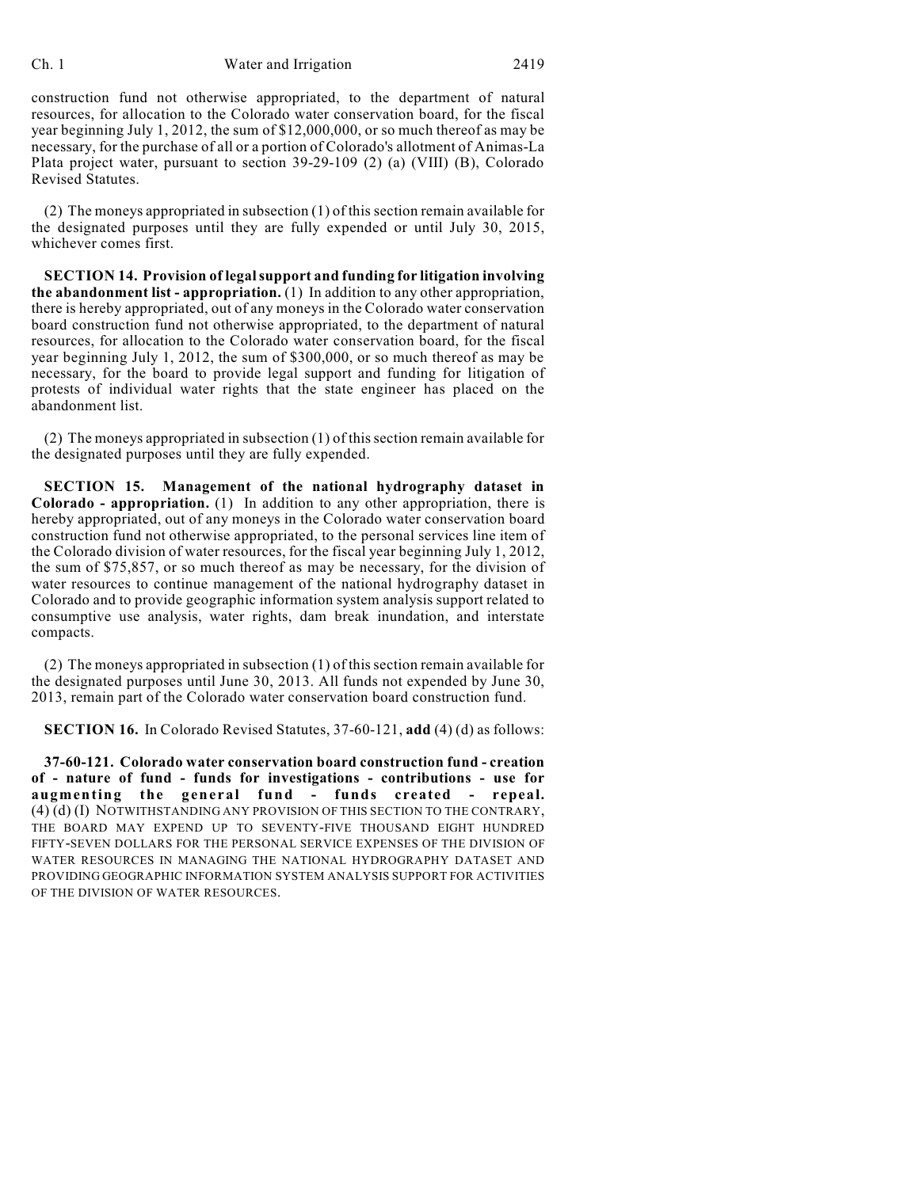construction fund not otherwise appropriated, to the department of natural resources, for allocation to the Colorado water conservation board, for the fiscal year beginning July 1, 2012, the sum of $12,000,000, or so much thereof as may be necessary, for the purchase of all or a portion of Colorado's allotment of Animas-La Plata project water, pursuant to section 39-29-109 (2) (a) (VIII) (B), Colorado Revised Statutes.

(2) The moneys appropriated in subsection (1) of this section remain available for the designated purposes until they are fully expended or until July 30, 2015, whichever comes first.

**SECTION 14. Provision of legal support and funding for litigation involving the abandonment list - appropriation.** (1) In addition to any other appropriation, there is hereby appropriated, out of any moneys in the Colorado water conservation board construction fund not otherwise appropriated, to the department of natural resources, for allocation to the Colorado water conservation board, for the fiscal year beginning July 1, 2012, the sum of $300,000, or so much thereof as may be necessary, for the board to provide legal support and funding for litigation of protests of individual water rights that the state engineer has placed on the abandonment list.

(2) The moneys appropriated in subsection (1) of this section remain available for the designated purposes until they are fully expended.

**SECTION 15. Management of the national hydrography dataset in Colorado - appropriation.** (1) In addition to any other appropriation, there is hereby appropriated, out of any moneys in the Colorado water conservation board construction fund not otherwise appropriated, to the personal services line item of the Colorado division of water resources, for the fiscal year beginning July 1, 2012, the sum of $75,857, or so much thereof as may be necessary, for the division of water resources to continue management of the national hydrography dataset in Colorado and to provide geographic information system analysis support related to consumptive use analysis, water rights, dam break inundation, and interstate compacts.

(2) The moneys appropriated in subsection (1) of this section remain available for the designated purposes until June 30, 2013. All funds not expended by June 30, 2013, remain part of the Colorado water conservation board construction fund.

**SECTION 16.** In Colorado Revised Statutes, 37-60-121, **add** (4) (d) as follows:

**37-60-121. Colorado water conservation board construction fund - creation of - nature of fund - funds for investigations - contributions - use for augmenting the general fund - funds created - repeal.** (4) (d) (I) NOTWITHSTANDING ANY PROVISION OF THIS SECTION TO THE CONTRARY, THE BOARD MAY EXPEND UP TO SEVENTY-FIVE THOUSAND EIGHT HUNDRED FIFTY-SEVEN DOLLARS FOR THE PERSONAL SERVICE EXPENSES OF THE DIVISION OF WATER RESOURCES IN MANAGING THE NATIONAL HYDROGRAPHY DATASET AND PROVIDING GEOGRAPHIC INFORMATION SYSTEM ANALYSIS SUPPORT FOR ACTIVITIES OF THE DIVISION OF WATER RESOURCES.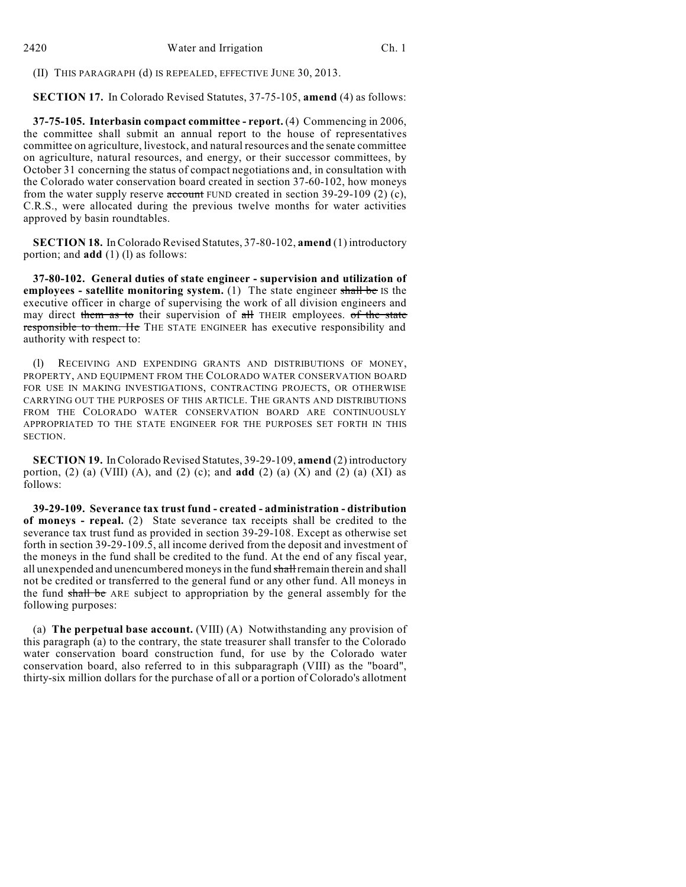(II) THIS PARAGRAPH (d) IS REPEALED, EFFECTIVE JUNE 30, 2013.

**SECTION 17.** In Colorado Revised Statutes, 37-75-105, **amend** (4) as follows:

**37-75-105. Interbasin compact committee - report.** (4) Commencing in 2006, the committee shall submit an annual report to the house of representatives committee on agriculture, livestock, and natural resources and the senate committee on agriculture, natural resources, and energy, or their successor committees, by October 31 concerning the status of compact negotiations and, in consultation with the Colorado water conservation board created in section 37-60-102, how moneys from the water supply reserve ~~account~~ FUND created in section 39-29-109 (2) (c), C.R.S., were allocated during the previous twelve months for water activities approved by basin roundtables.

**SECTION 18.** In Colorado Revised Statutes, 37-80-102, **amend** (1) introductory portion; and **add** (1) (l) as follows:

**37-80-102. General duties of state engineer - supervision and utilization of employees - satellite monitoring system.** (1) The state engineer ~~shall be~~ IS the executive officer in charge of supervising the work of all division engineers and may direct ~~them as to~~ their supervision of ~~all~~ THEIR employees. ~~of the state responsible to them. He~~ THE STATE ENGINEER has executive responsibility and authority with respect to:

(l) RECEIVING AND EXPENDING GRANTS AND DISTRIBUTIONS OF MONEY, PROPERTY, AND EQUIPMENT FROM THE COLORADO WATER CONSERVATION BOARD FOR USE IN MAKING INVESTIGATIONS, CONTRACTING PROJECTS, OR OTHERWISE CARRYING OUT THE PURPOSES OF THIS ARTICLE. THE GRANTS AND DISTRIBUTIONS FROM THE COLORADO WATER CONSERVATION BOARD ARE CONTINUOUSLY APPROPRIATED TO THE STATE ENGINEER FOR THE PURPOSES SET FORTH IN THIS SECTION.

**SECTION 19.** In Colorado Revised Statutes, 39-29-109, **amend** (2) introductory portion, (2) (a) (VIII) (A), and (2) (c); and **add** (2) (a) (X) and (2) (a) (XI) as follows:

**39-29-109. Severance tax trust fund - created - administration - distribution of moneys - repeal.** (2) State severance tax receipts shall be credited to the severance tax trust fund as provided in section 39-29-108. Except as otherwise set forth in section 39-29-109.5, all income derived from the deposit and investment of the moneys in the fund shall be credited to the fund. At the end of any fiscal year, all unexpended and unencumbered moneys in the fund ~~shall~~ remain therein and shall not be credited or transferred to the general fund or any other fund. All moneys in the fund ~~shall be~~ ARE subject to appropriation by the general assembly for the following purposes:

(a) **The perpetual base account.** (VIII) (A) Notwithstanding any provision of this paragraph (a) to the contrary, the state treasurer shall transfer to the Colorado water conservation board construction fund, for use by the Colorado water conservation board, also referred to in this subparagraph (VIII) as the "board", thirty-six million dollars for the purchase of all or a portion of Colorado's allotment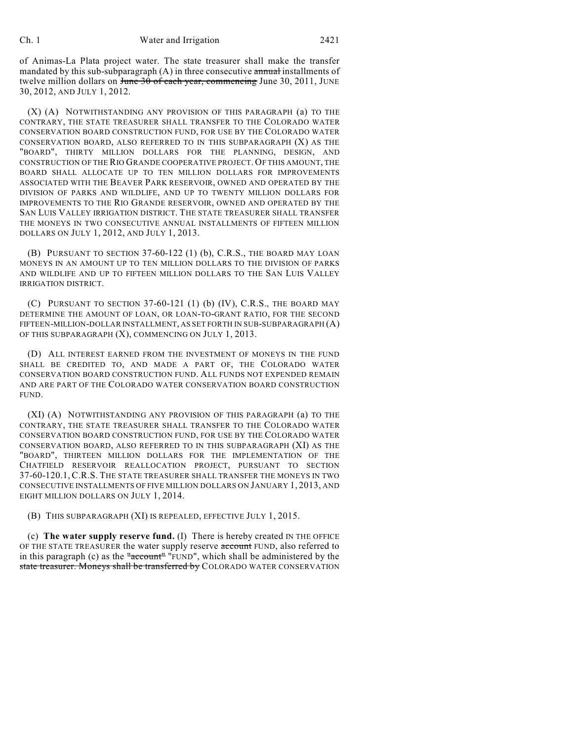of Animas-La Plata project water. The state treasurer shall make the transfer mandated by this sub-subparagraph (A) in three consecutive ~~annual~~ installments of twelve million dollars on ~~June 30 of each year, commencing~~ June 30, 2011, JUNE 30, 2012, AND JULY 1, 2012.

(X) (A) NOTWITHSTANDING ANY PROVISION OF THIS PARAGRAPH (a) TO THE CONTRARY, THE STATE TREASURER SHALL TRANSFER TO THE COLORADO WATER CONSERVATION BOARD CONSTRUCTION FUND, FOR USE BY THE COLORADO WATER CONSERVATION BOARD, ALSO REFERRED TO IN THIS SUBPARAGRAPH (X) AS THE "BOARD", THIRTY MILLION DOLLARS FOR THE PLANNING, DESIGN, AND CONSTRUCTION OF THE RIO GRANDE COOPERATIVE PROJECT. OF THIS AMOUNT, THE BOARD SHALL ALLOCATE UP TO TEN MILLION DOLLARS FOR IMPROVEMENTS ASSOCIATED WITH THE BEAVER PARK RESERVOIR, OWNED AND OPERATED BY THE DIVISION OF PARKS AND WILDLIFE, AND UP TO TWENTY MILLION DOLLARS FOR IMPROVEMENTS TO THE RIO GRANDE RESERVOIR, OWNED AND OPERATED BY THE SAN LUIS VALLEY IRRIGATION DISTRICT. THE STATE TREASURER SHALL TRANSFER THE MONEYS IN TWO CONSECUTIVE ANNUAL INSTALLMENTS OF FIFTEEN MILLION DOLLARS ON JULY 1, 2012, AND JULY 1, 2013.

(B) PURSUANT TO SECTION 37-60-122 (1) (b), C.R.S., THE BOARD MAY LOAN MONEYS IN AN AMOUNT UP TO TEN MILLION DOLLARS TO THE DIVISION OF PARKS AND WILDLIFE AND UP TO FIFTEEN MILLION DOLLARS TO THE SAN LUIS VALLEY IRRIGATION DISTRICT.

(C) PURSUANT TO SECTION 37-60-121 (1) (b) (IV), C.R.S., THE BOARD MAY DETERMINE THE AMOUNT OF LOAN, OR LOAN-TO-GRANT RATIO, FOR THE SECOND FIFTEEN-MILLION-DOLLAR INSTALLMENT, AS SET FORTH IN SUB-SUBPARAGRAPH (A) OF THIS SUBPARAGRAPH (X), COMMENCING ON JULY 1, 2013.

(D) ALL INTEREST EARNED FROM THE INVESTMENT OF MONEYS IN THE FUND SHALL BE CREDITED TO, AND MADE A PART OF, THE COLORADO WATER CONSERVATION BOARD CONSTRUCTION FUND. ALL FUNDS NOT EXPENDED REMAIN AND ARE PART OF THE COLORADO WATER CONSERVATION BOARD CONSTRUCTION FUND.

(XI) (A) NOTWITHSTANDING ANY PROVISION OF THIS PARAGRAPH (a) TO THE CONTRARY, THE STATE TREASURER SHALL TRANSFER TO THE COLORADO WATER CONSERVATION BOARD CONSTRUCTION FUND, FOR USE BY THE COLORADO WATER CONSERVATION BOARD, ALSO REFERRED TO IN THIS SUBPARAGRAPH (XI) AS THE "BOARD", THIRTEEN MILLION DOLLARS FOR THE IMPLEMENTATION OF THE CHATFIELD RESERVOIR REALLOCATION PROJECT, PURSUANT TO SECTION 37-60-120.1, C.R.S. THE STATE TREASURER SHALL TRANSFER THE MONEYS IN TWO CONSECUTIVE INSTALLMENTS OF FIVE MILLION DOLLARS ON JANUARY 1, 2013, AND EIGHT MILLION DOLLARS ON JULY 1, 2014.

(B) THIS SUBPARAGRAPH (XI) IS REPEALED, EFFECTIVE JULY 1, 2015.

(c) **The water supply reserve fund.** (I) There is hereby created IN THE OFFICE OF THE STATE TREASURER the water supply reserve ~~account~~ FUND, also referred to in this paragraph (c) as the ~~"account"~~ "FUND", which shall be administered by the ~~state treasurer. Moneys shall be transferred by~~ COLORADO WATER CONSERVATION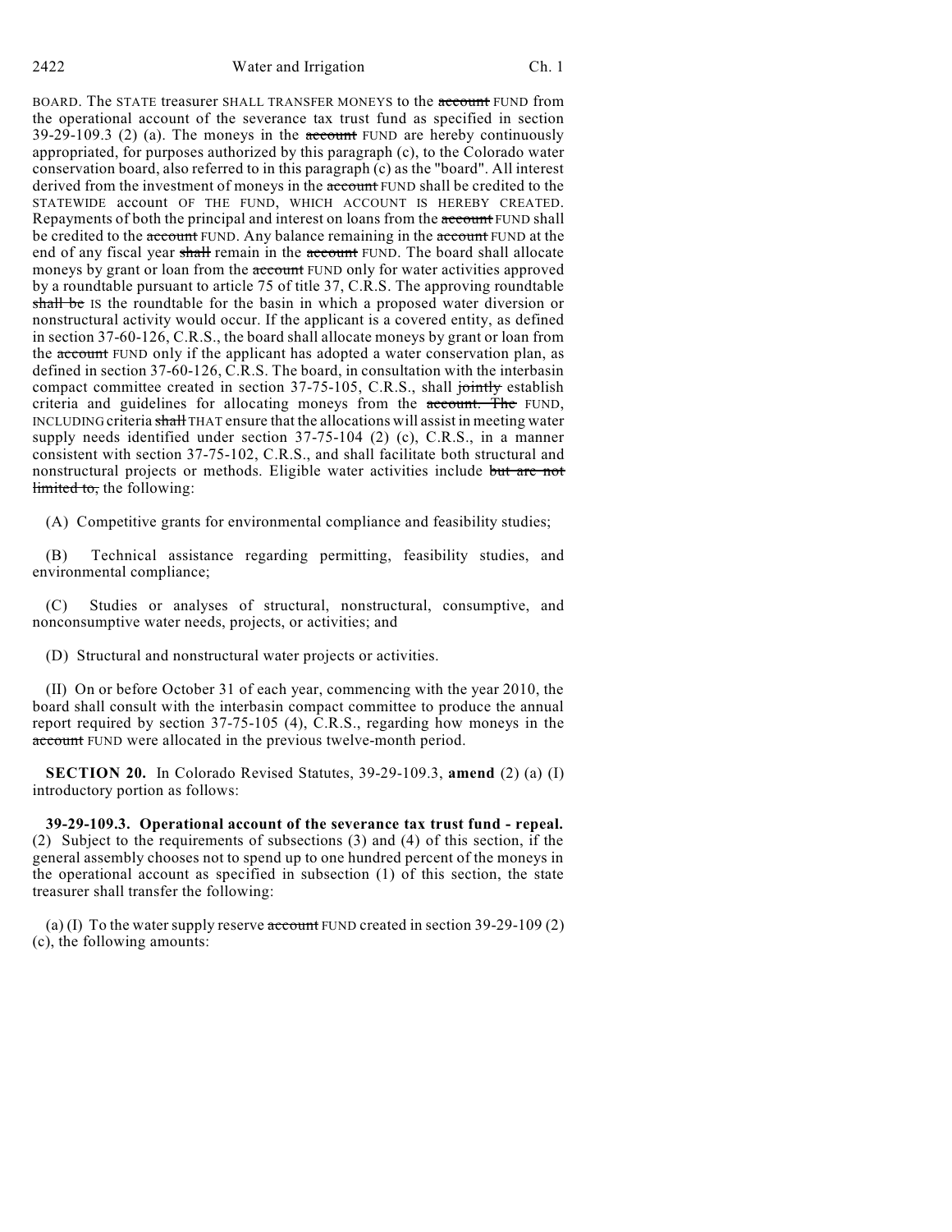BOARD. The STATE treasurer SHALL TRANSFER MONEYS to the ~~account~~ FUND from the operational account of the severance tax trust fund as specified in section 39-29-109.3 (2) (a). The moneys in the ~~account~~ FUND are hereby continuously appropriated, for purposes authorized by this paragraph (c), to the Colorado water conservation board, also referred to in this paragraph (c) as the "board". All interest derived from the investment of moneys in the ~~account~~ FUND shall be credited to the STATEWIDE account OF THE FUND, WHICH ACCOUNT IS HEREBY CREATED. Repayments of both the principal and interest on loans from the ~~account~~ FUND shall be credited to the ~~account~~ FUND. Any balance remaining in the ~~account~~ FUND at the end of any fiscal year ~~shall~~ remain in the ~~account~~ FUND. The board shall allocate moneys by grant or loan from the ~~account~~ FUND only for water activities approved by a roundtable pursuant to article 75 of title 37, C.R.S. The approving roundtable ~~shall be~~ IS the roundtable for the basin in which a proposed water diversion or nonstructural activity would occur. If the applicant is a covered entity, as defined in section 37-60-126, C.R.S., the board shall allocate moneys by grant or loan from the ~~account~~ FUND only if the applicant has adopted a water conservation plan, as defined in section 37-60-126, C.R.S. The board, in consultation with the interbasin compact committee created in section 37-75-105, C.R.S., shall ~~jointly~~ establish criteria and guidelines for allocating moneys from the ~~account. The~~ FUND, INCLUDING criteria ~~shall~~ THAT ensure that the allocations will assist in meeting water supply needs identified under section 37-75-104 (2) (c), C.R.S., in a manner consistent with section 37-75-102, C.R.S., and shall facilitate both structural and nonstructural projects or methods. Eligible water activities include ~~but are not limited to,~~ the following:

(A) Competitive grants for environmental compliance and feasibility studies;

(B) Technical assistance regarding permitting, feasibility studies, and environmental compliance;

(C) Studies or analyses of structural, nonstructural, consumptive, and nonconsumptive water needs, projects, or activities; and

(D) Structural and nonstructural water projects or activities.

(II) On or before October 31 of each year, commencing with the year 2010, the board shall consult with the interbasin compact committee to produce the annual report required by section 37-75-105 (4), C.R.S., regarding how moneys in the ~~account~~ FUND were allocated in the previous twelve-month period.

**SECTION 20.** In Colorado Revised Statutes, 39-29-109.3, **amend** (2) (a) (I) introductory portion as follows:

**39-29-109.3. Operational account of the severance tax trust fund - repeal.** (2) Subject to the requirements of subsections (3) and (4) of this section, if the general assembly chooses not to spend up to one hundred percent of the moneys in the operational account as specified in subsection (1) of this section, the state treasurer shall transfer the following:

(a) (I) To the water supply reserve ~~account~~ FUND created in section 39-29-109 (2) (c), the following amounts: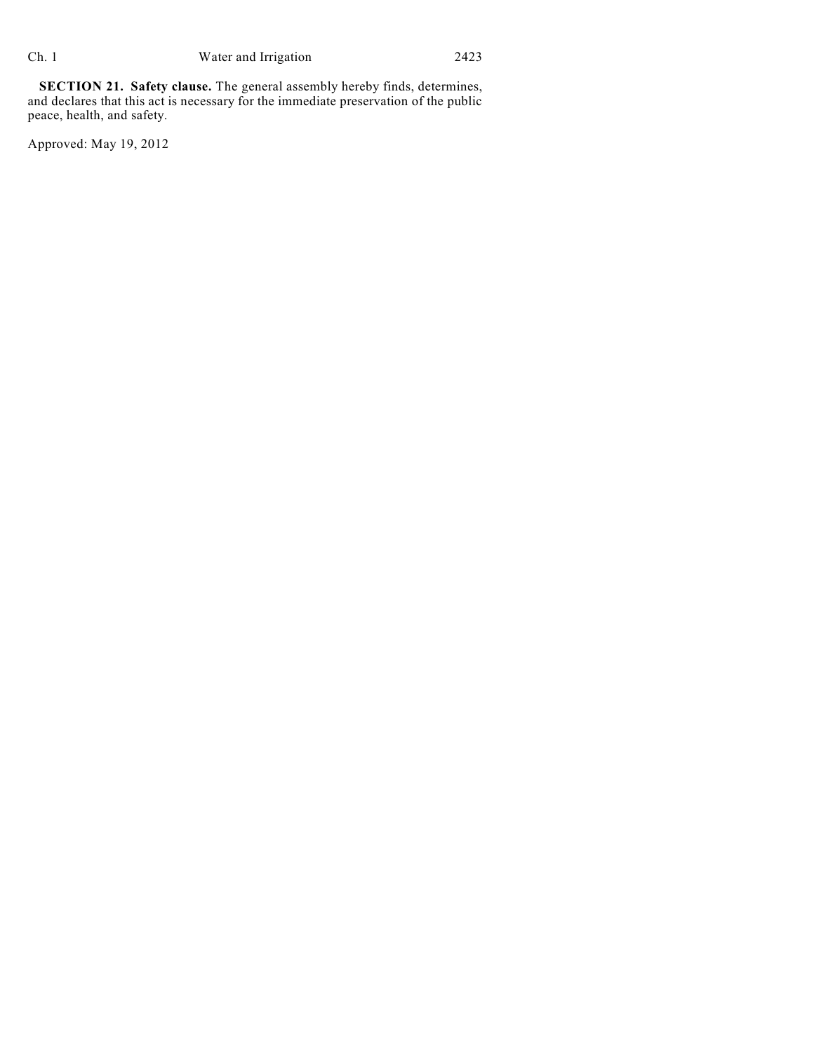**SECTION 21. Safety clause.** The general assembly hereby finds, determines, and declares that this act is necessary for the immediate preservation of the public peace, health, and safety.

Approved: May 19, 2012